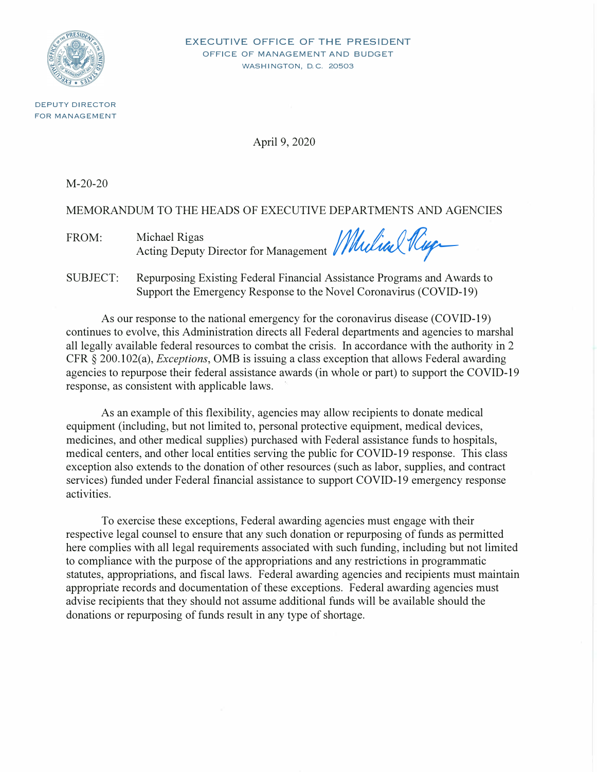EXECUTIVE OFFICE OF THE PRESIDENT
OFFICE OF MANAGEMENT AND BUDGET
WASHINGTON, D.C. 20503

DEPUTY DIRECTOR
FOR MANAGEMENT

April 9, 2020

M-20-20

MEMORANDUM TO THE HEADS OF EXECUTIVE DEPARTMENTS AND AGENCIES

FROM: Michael Rigas
Acting Deputy Director for Management

SUBJECT: Repurposing Existing Federal Financial Assistance Programs and Awards to Support the Emergency Response to the Novel Coronavirus (COVID-19)

As our response to the national emergency for the coronavirus disease (COVID-19) continues to evolve, this Administration directs all Federal departments and agencies to marshal all legally available federal resources to combat the crisis. In accordance with the authority in 2 CFR § 200.102(a), *Exceptions*, OMB is issuing a class exception that allows Federal awarding agencies to repurpose their federal assistance awards (in whole or part) to support the COVID-19 response, as consistent with applicable laws.

As an example of this flexibility, agencies may allow recipients to donate medical equipment (including, but not limited to, personal protective equipment, medical devices, medicines, and other medical supplies) purchased with Federal assistance funds to hospitals, medical centers, and other local entities serving the public for COVID-19 response. This class exception also extends to the donation of other resources (such as labor, supplies, and contract services) funded under Federal financial assistance to support COVID-19 emergency response activities.

To exercise these exceptions, Federal awarding agencies must engage with their respective legal counsel to ensure that any such donation or repurposing of funds as permitted here complies with all legal requirements associated with such funding, including but not limited to compliance with the purpose of the appropriations and any restrictions in programmatic statutes, appropriations, and fiscal laws. Federal awarding agencies and recipients must maintain appropriate records and documentation of these exceptions. Federal awarding agencies must advise recipients that they should not assume additional funds will be available should the donations or repurposing of funds result in any type of shortage.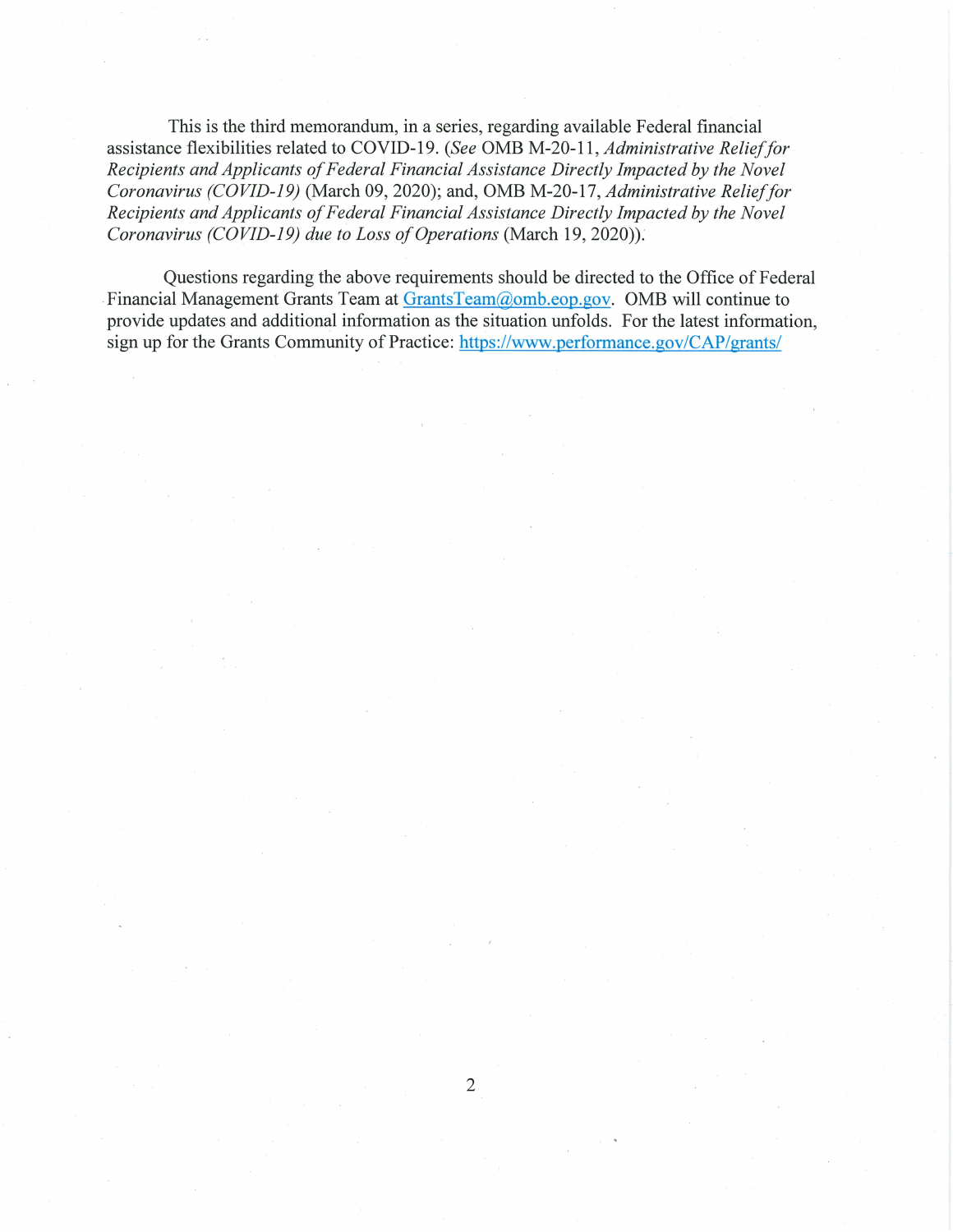This is the third memorandum, in a series, regarding available Federal financial assistance flexibilities related to COVID-19. (*See* OMB M-20-11, *Administrative Relief for Recipients and Applicants of Federal Financial Assistance Directly Impacted by the Novel Coronavirus (COVID-19)* (March 09, 2020); and, OMB M-20-17, *Administrative Relief for Recipients and Applicants of Federal Financial Assistance Directly Impacted by the Novel Coronavirus (COVID-19) due to Loss of Operations* (March 19, 2020)).

Questions regarding the above requirements should be directed to the Office of Federal Financial Management Grants Team at GrantsTeam@omb.eop.gov. OMB will continue to provide updates and additional information as the situation unfolds. For the latest information, sign up for the Grants Community of Practice: https://www.performance.gov/CAP/grants/